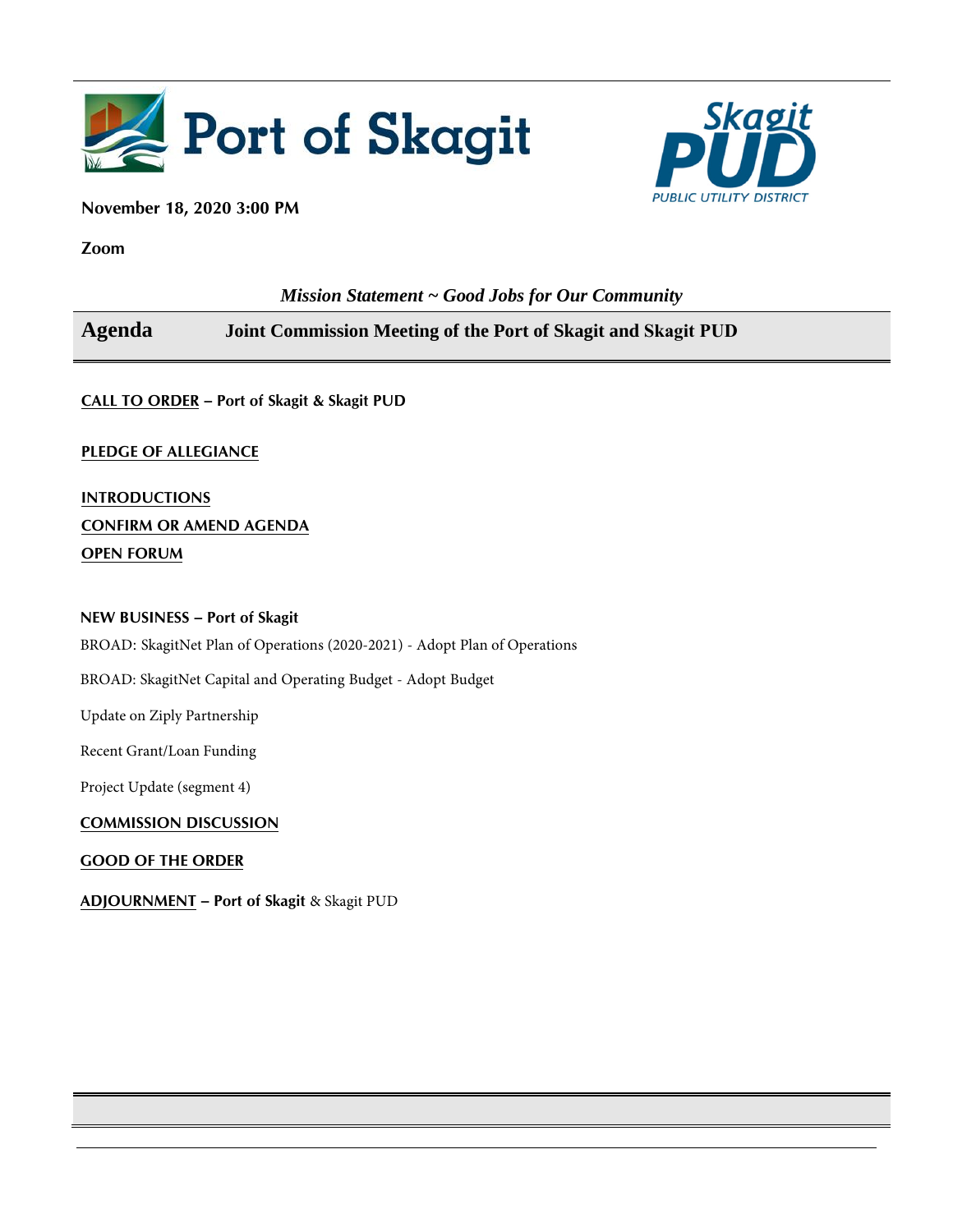Port of Skagit

Skagit PUD
PUBLIC UTILITY DISTRICT

**November 18, 2020 3:00 PM**

**Zoom**

***Mission Statement ~ Good Jobs for Our Community***

## Agenda — Joint Commission Meeting of the Port of Skagit and Skagit PUD

**CALL TO ORDER – Port of Skagit & Skagit PUD**

**PLEDGE OF ALLEGIANCE**

**INTRODUCTIONS**

**CONFIRM OR AMEND AGENDA**

**OPEN FORUM**

**NEW BUSINESS – Port of Skagit**

BROAD: SkagitNet Plan of Operations (2020-2021) - Adopt Plan of Operations

BROAD: SkagitNet Capital and Operating Budget - Adopt Budget

Update on Ziply Partnership

Recent Grant/Loan Funding

Project Update (segment 4)

**COMMISSION DISCUSSION**

**GOOD OF THE ORDER**

**ADJOURNMENT – Port of Skagit** & Skagit PUD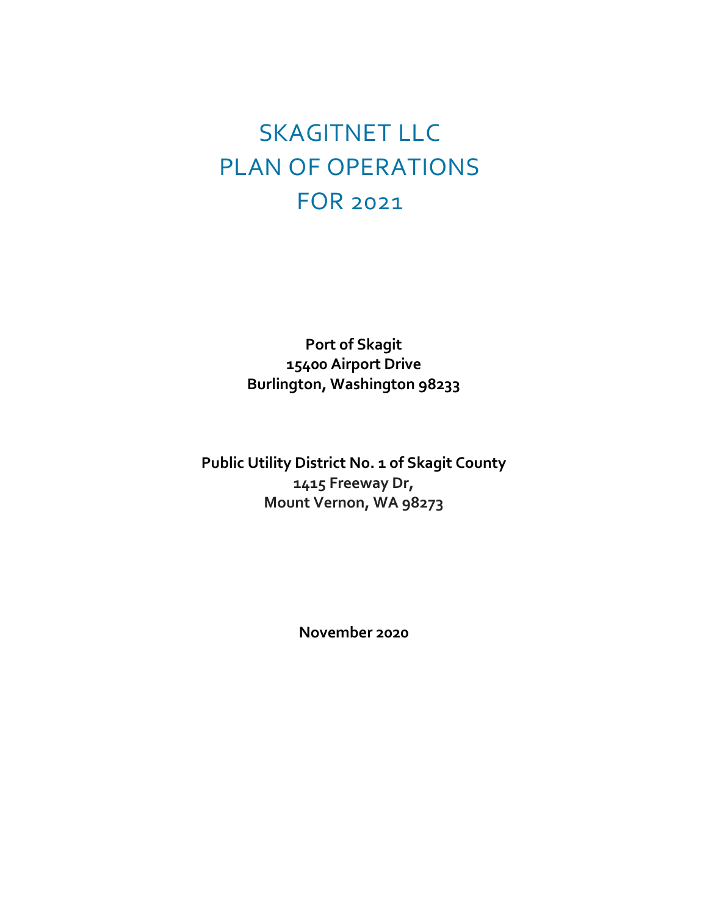# SKAGITNET LLC PLAN OF OPERATIONS FOR 2021

**Port of Skagit**
**15400 Airport Drive**
**Burlington, Washington 98233**

**Public Utility District No. 1 of Skagit County**
**1415 Freeway Dr,**
**Mount Vernon, WA 98273**

**November 2020**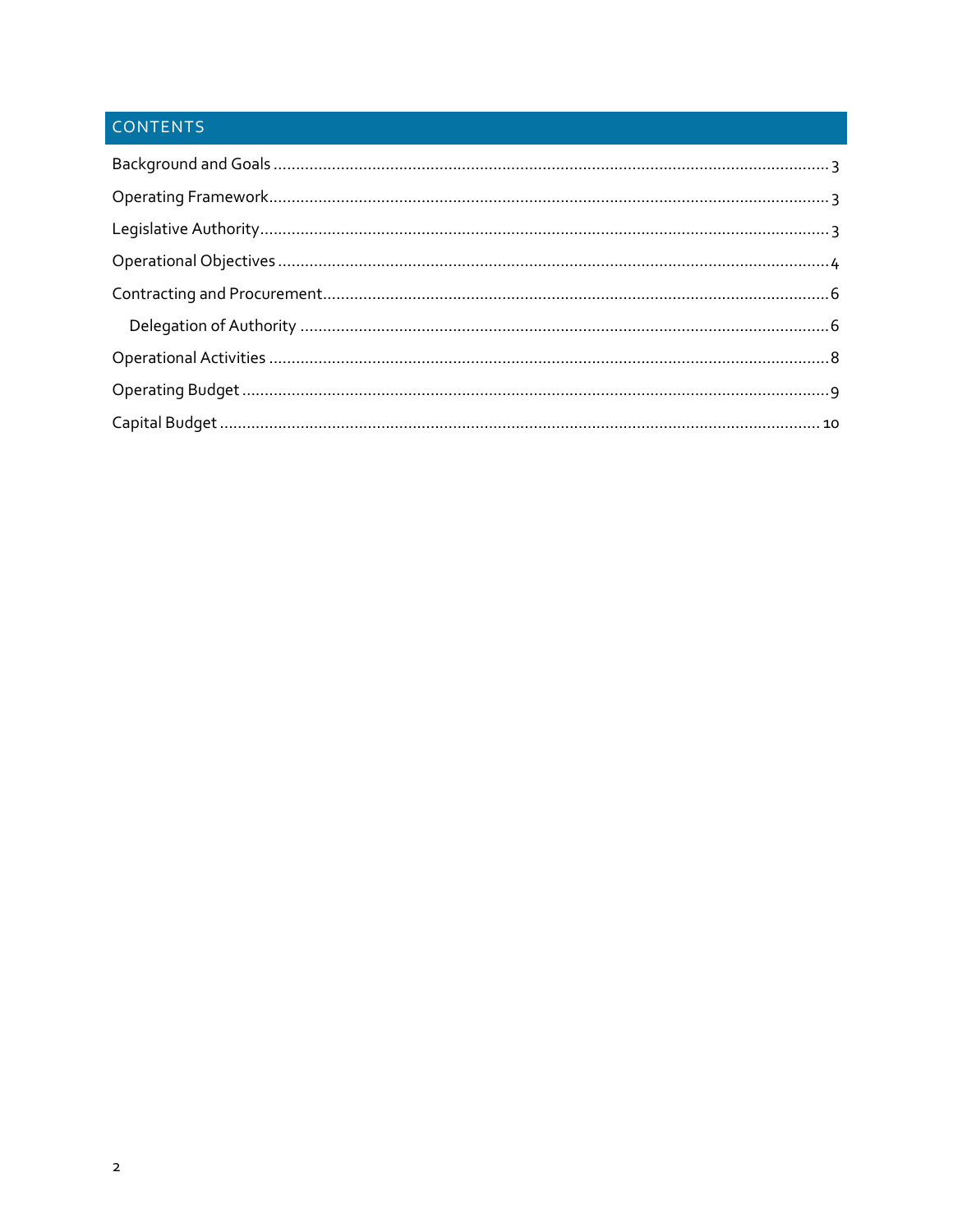## CONTENTS

Background and Goals ........................................................ 3

Operating Framework ........................................................ 3

Legislative Authority ........................................................ 3

Operational Objectives ........................................................ 4

Contracting and Procurement ........................................................ 6

  Delegation of Authority ........................................................ 6

Operational Activities ........................................................ 8

Operating Budget ........................................................ 9

Capital Budget ........................................................ 10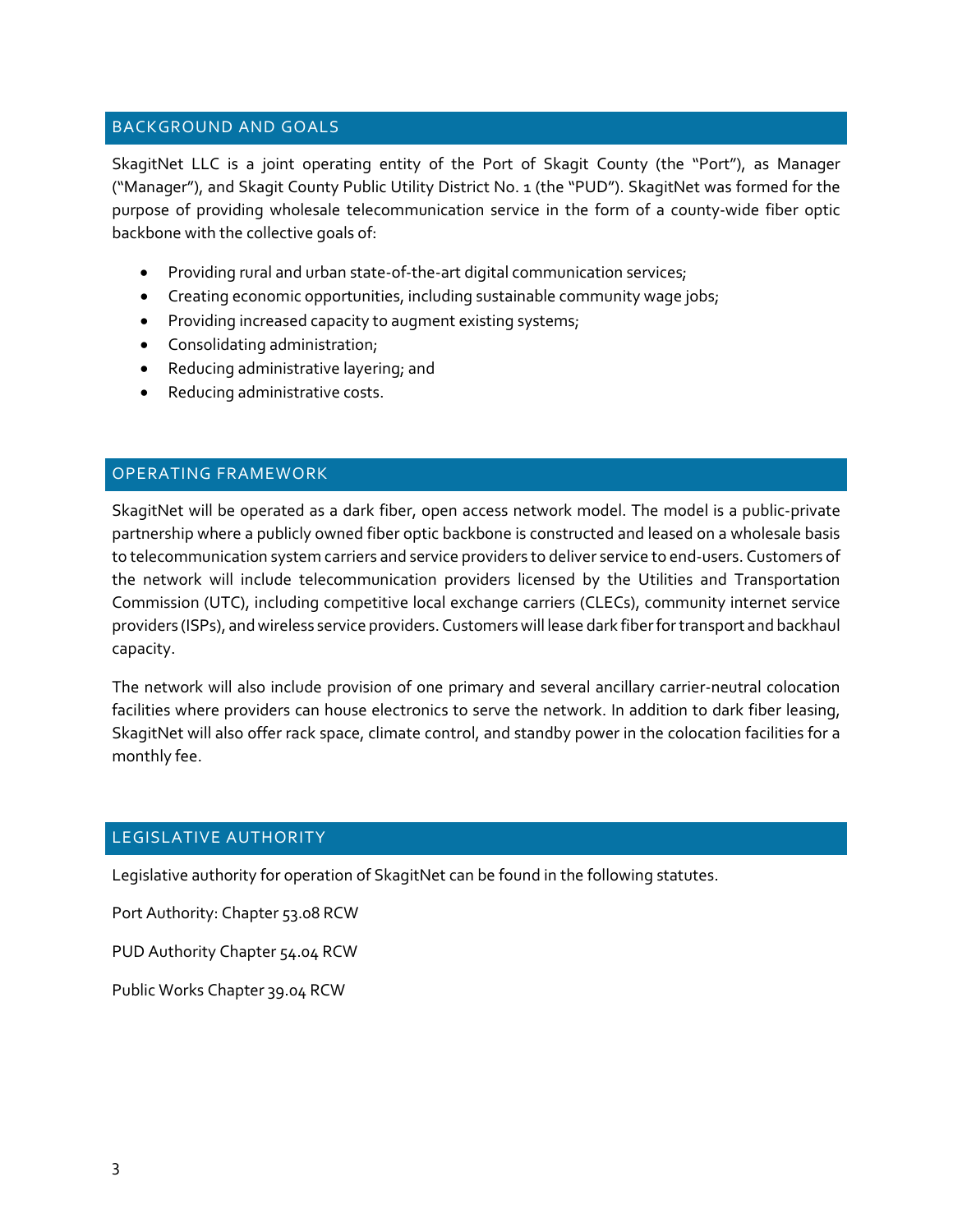## BACKGROUND AND GOALS

SkagitNet LLC is a joint operating entity of the Port of Skagit County (the "Port"), as Manager ("Manager"), and Skagit County Public Utility District No. 1 (the "PUD"). SkagitNet was formed for the purpose of providing wholesale telecommunication service in the form of a county-wide fiber optic backbone with the collective goals of:

- Providing rural and urban state-of-the-art digital communication services;
- Creating economic opportunities, including sustainable community wage jobs;
- Providing increased capacity to augment existing systems;
- Consolidating administration;
- Reducing administrative layering; and
- Reducing administrative costs.

## OPERATING FRAMEWORK

SkagitNet will be operated as a dark fiber, open access network model. The model is a public-private partnership where a publicly owned fiber optic backbone is constructed and leased on a wholesale basis to telecommunication system carriers and service providers to deliver service to end-users. Customers of the network will include telecommunication providers licensed by the Utilities and Transportation Commission (UTC), including competitive local exchange carriers (CLECs), community internet service providers (ISPs), and wireless service providers. Customers will lease dark fiber for transport and backhaul capacity.

The network will also include provision of one primary and several ancillary carrier-neutral colocation facilities where providers can house electronics to serve the network. In addition to dark fiber leasing, SkagitNet will also offer rack space, climate control, and standby power in the colocation facilities for a monthly fee.

## LEGISLATIVE AUTHORITY

Legislative authority for operation of SkagitNet can be found in the following statutes.

Port Authority: Chapter 53.08 RCW

PUD Authority Chapter 54.04 RCW

Public Works Chapter 39.04 RCW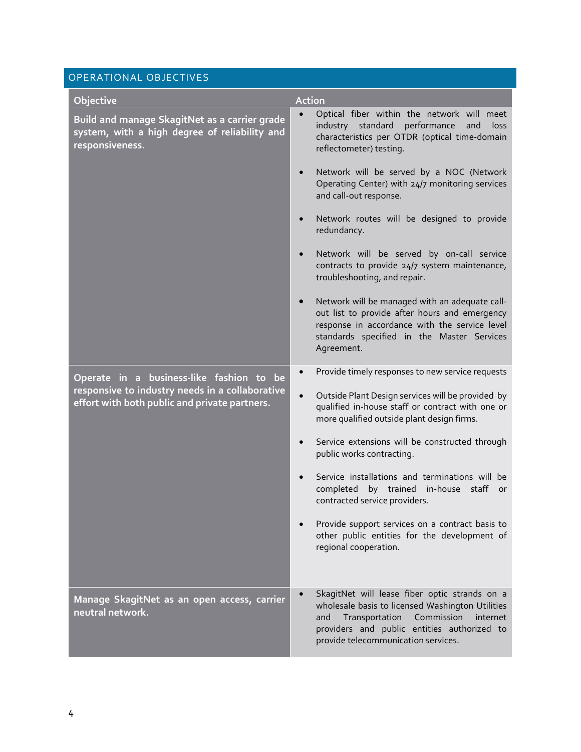## OPERATIONAL OBJECTIVES

| Objective | Action |
|---|---|
| **Build and manage SkagitNet as a carrier grade system, with a high degree of reliability and responsiveness.** | • Optical fiber within the network will meet industry standard performance and loss characteristics per OTDR (optical time-domain reflectometer) testing.<br><br>• Network will be served by a NOC (Network Operating Center) with 24/7 monitoring services and call-out response.<br><br>• Network routes will be designed to provide redundancy.<br><br>• Network will be served by on-call service contracts to provide 24/7 system maintenance, troubleshooting, and repair.<br><br>• Network will be managed with an adequate call-out list to provide after hours and emergency response in accordance with the service level standards specified in the Master Services Agreement. |
| **Operate in a business-like fashion to be responsive to industry needs in a collaborative effort with both public and private partners.** | • Provide timely responses to new service requests<br><br>• Outside Plant Design services will be provided by qualified in-house staff or contract with one or more qualified outside plant design firms.<br><br>• Service extensions will be constructed through public works contracting.<br><br>• Service installations and terminations will be completed by trained in-house staff or contracted service providers.<br><br>• Provide support services on a contract basis to other public entities for the development of regional cooperation. |
| **Manage SkagitNet as an open access, carrier neutral network.** | • SkagitNet will lease fiber optic strands on a wholesale basis to licensed Washington Utilities and Transportation Commission internet providers and public entities authorized to provide telecommunication services. |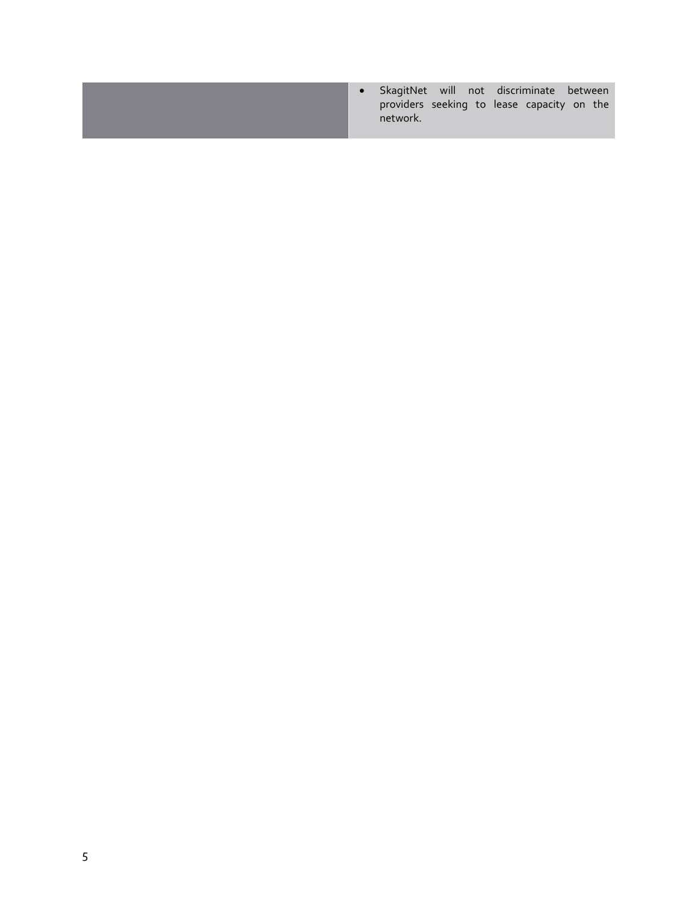| | |
|---|---|
| | • SkagitNet will not discriminate between providers seeking to lease capacity on the network. |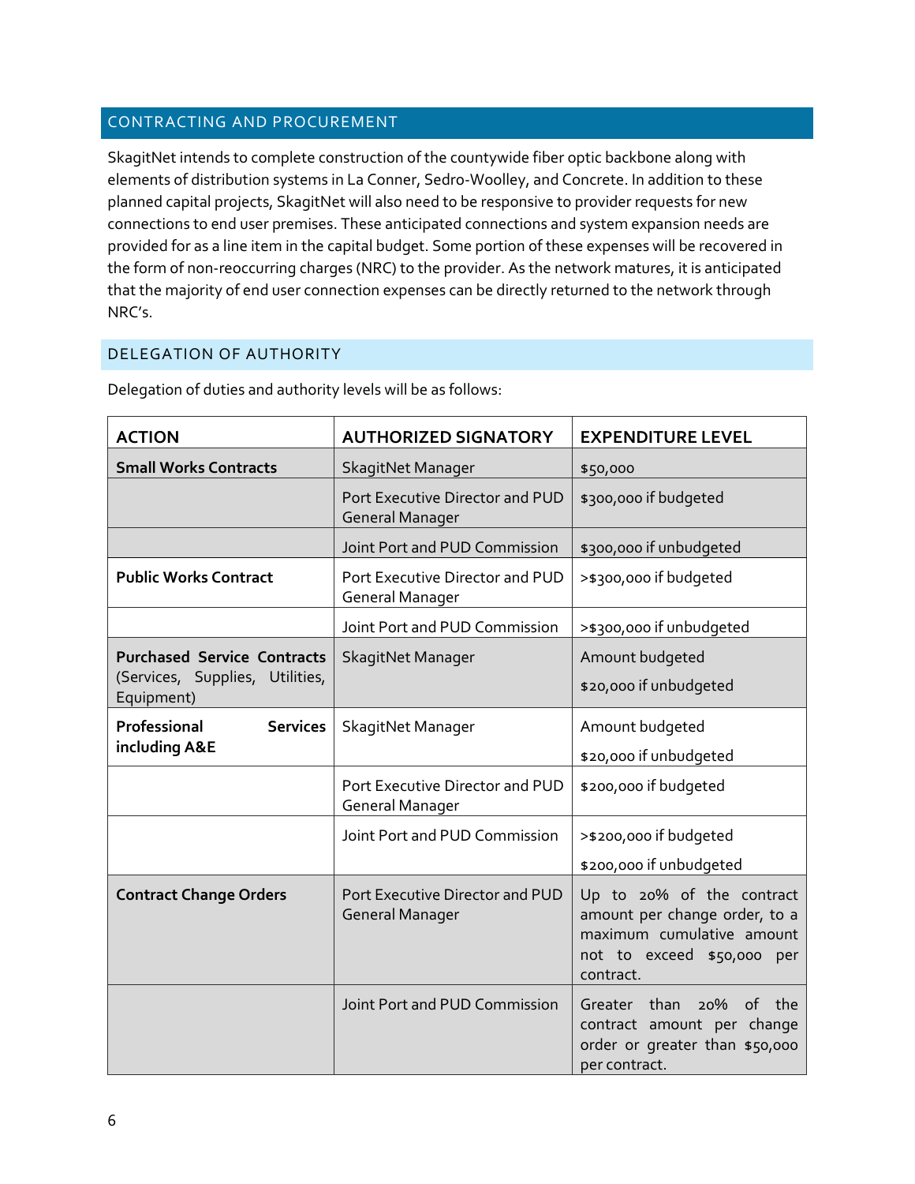## CONTRACTING AND PROCUREMENT

SkagitNet intends to complete construction of the countywide fiber optic backbone along with elements of distribution systems in La Conner, Sedro-Woolley, and Concrete. In addition to these planned capital projects, SkagitNet will also need to be responsive to provider requests for new connections to end user premises. These anticipated connections and system expansion needs are provided for as a line item in the capital budget. Some portion of these expenses will be recovered in the form of non-reoccurring charges (NRC) to the provider. As the network matures, it is anticipated that the majority of end user connection expenses can be directly returned to the network through NRC's.

## DELEGATION OF AUTHORITY

Delegation of duties and authority levels will be as follows:

| ACTION | AUTHORIZED SIGNATORY | EXPENDITURE LEVEL |
|---|---|---|
| **Small Works Contracts** | SkagitNet Manager | $50,000 |
| | Port Executive Director and PUD General Manager | $300,000 if budgeted |
| | Joint Port and PUD Commission | $300,000 if unbudgeted |
| **Public Works Contract** | Port Executive Director and PUD General Manager | >$300,000 if budgeted |
| | Joint Port and PUD Commission | >$300,000 if unbudgeted |
| **Purchased Service Contracts** (Services, Supplies, Utilities, Equipment) | SkagitNet Manager | Amount budgeted<br>$20,000 if unbudgeted |
| **Professional Services including A&E** | SkagitNet Manager | Amount budgeted<br>$20,000 if unbudgeted |
| | Port Executive Director and PUD General Manager | $200,000 if budgeted |
| | Joint Port and PUD Commission | >$200,000 if budgeted<br>$200,000 if unbudgeted |
| **Contract Change Orders** | Port Executive Director and PUD General Manager | Up to 20% of the contract amount per change order, to a maximum cumulative amount not to exceed $50,000 per contract. |
| | Joint Port and PUD Commission | Greater than 20% of the contract amount per change order or greater than $50,000 per contract. |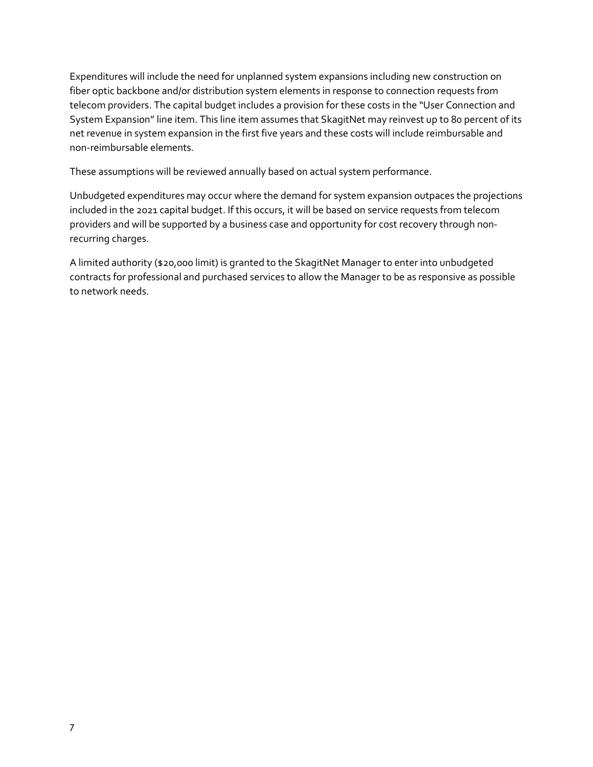Expenditures will include the need for unplanned system expansions including new construction on fiber optic backbone and/or distribution system elements in response to connection requests from telecom providers. The capital budget includes a provision for these costs in the "User Connection and System Expansion" line item. This line item assumes that SkagitNet may reinvest up to 80 percent of its net revenue in system expansion in the first five years and these costs will include reimbursable and non-reimbursable elements.

These assumptions will be reviewed annually based on actual system performance.

Unbudgeted expenditures may occur where the demand for system expansion outpaces the projections included in the 2021 capital budget. If this occurs, it will be based on service requests from telecom providers and will be supported by a business case and opportunity for cost recovery through non-recurring charges.

A limited authority ($20,000 limit) is granted to the SkagitNet Manager to enter into unbudgeted contracts for professional and purchased services to allow the Manager to be as responsive as possible to network needs.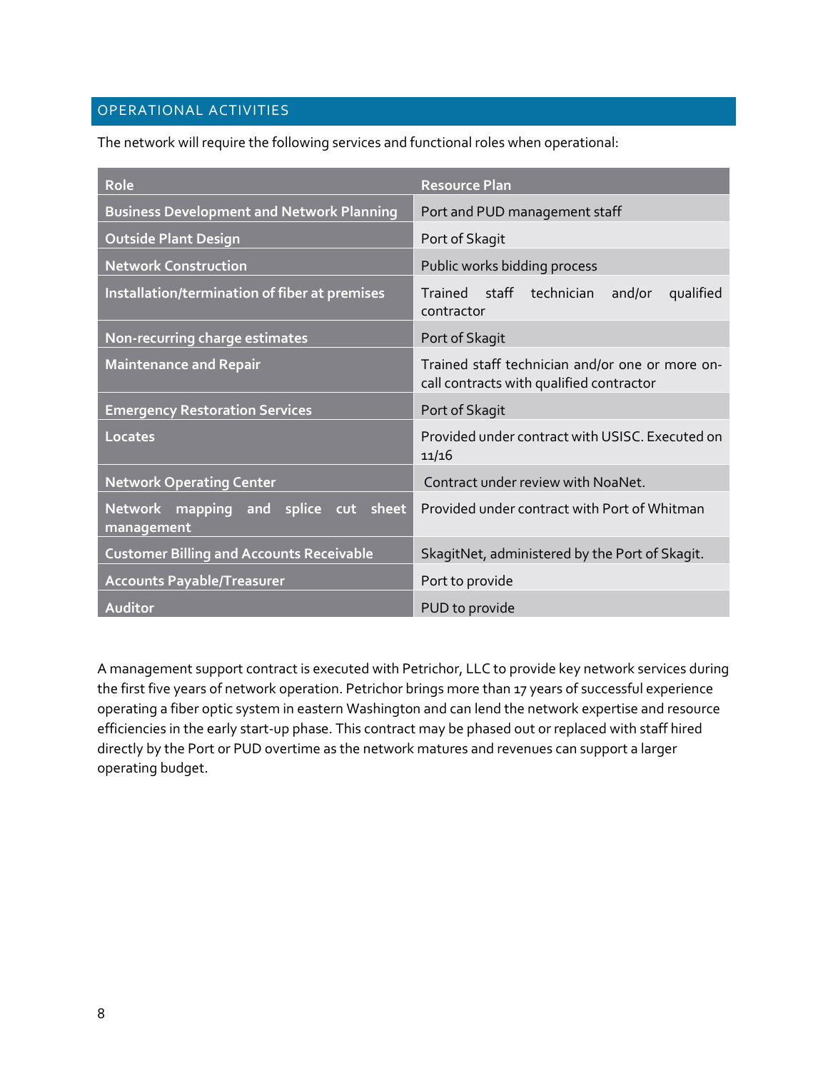## OPERATIONAL ACTIVITIES

The network will require the following services and functional roles when operational:

| Role | Resource Plan |
|---|---|
| Business Development and Network Planning | Port and PUD management staff |
| Outside Plant Design | Port of Skagit |
| Network Construction | Public works bidding process |
| Installation/termination of fiber at premises | Trained staff technician and/or qualified contractor |
| Non-recurring charge estimates | Port of Skagit |
| Maintenance and Repair | Trained staff technician and/or one or more on-call contracts with qualified contractor |
| Emergency Restoration Services | Port of Skagit |
| Locates | Provided under contract with USISC. Executed on 11/16 |
| Network Operating Center | Contract under review with NoaNet. |
| Network mapping and splice cut sheet management | Provided under contract with Port of Whitman |
| Customer Billing and Accounts Receivable | SkagitNet, administered by the Port of Skagit. |
| Accounts Payable/Treasurer | Port to provide |
| Auditor | PUD to provide |

A management support contract is executed with Petrichor, LLC to provide key network services during the first five years of network operation. Petrichor brings more than 17 years of successful experience operating a fiber optic system in eastern Washington and can lend the network expertise and resource efficiencies in the early start-up phase. This contract may be phased out or replaced with staff hired directly by the Port or PUD overtime as the network matures and revenues can support a larger operating budget.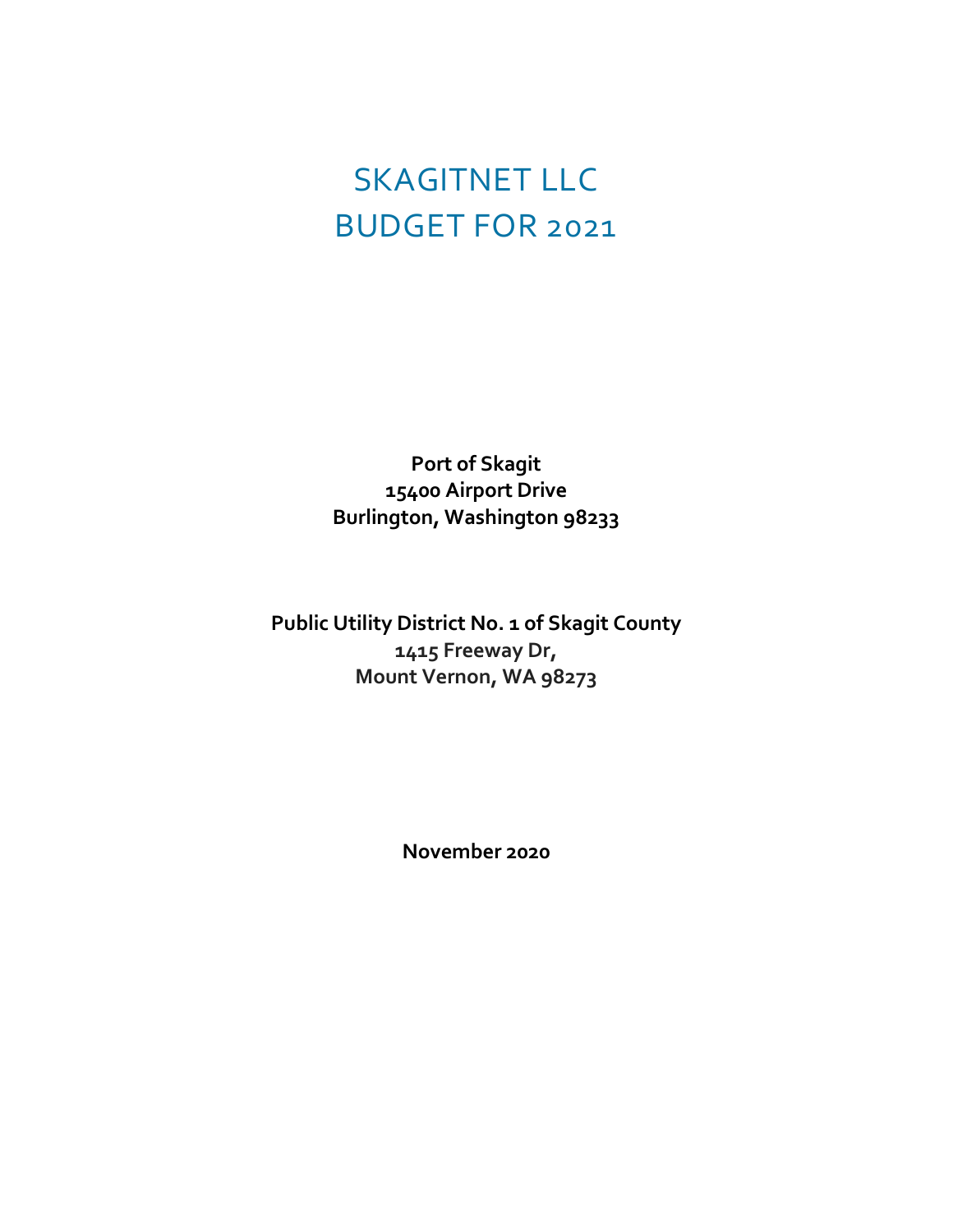# SKAGITNET LLC
# BUDGET FOR 2021

**Port of Skagit**
**15400 Airport Drive**
**Burlington, Washington 98233**

**Public Utility District No. 1 of Skagit County**
**1415 Freeway Dr,**
**Mount Vernon, WA 98273**

**November 2020**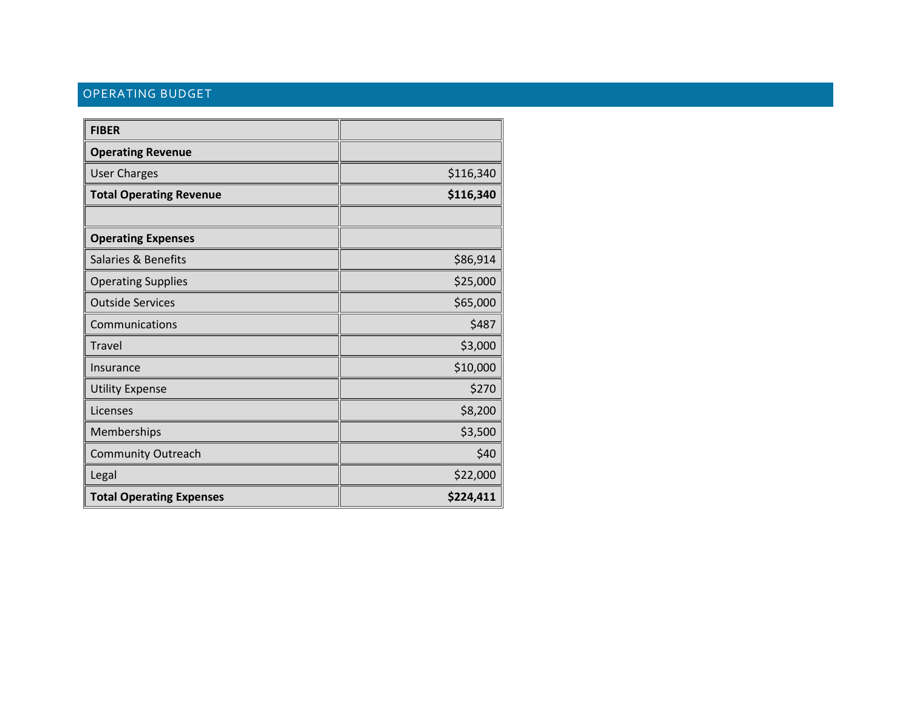## OPERATING BUDGET

| | |
|---|---|
| **FIBER** | |
| **Operating Revenue** | |
| User Charges | $116,340 |
| **Total Operating Revenue** | **$116,340** |
| | |
| **Operating Expenses** | |
| Salaries & Benefits | $86,914 |
| Operating Supplies | $25,000 |
| Outside Services | $65,000 |
| Communications | $487 |
| Travel | $3,000 |
| Insurance | $10,000 |
| Utility Expense | $270 |
| Licenses | $8,200 |
| Memberships | $3,500 |
| Community Outreach | $40 |
| Legal | $22,000 |
| **Total Operating Expenses** | **$224,411** |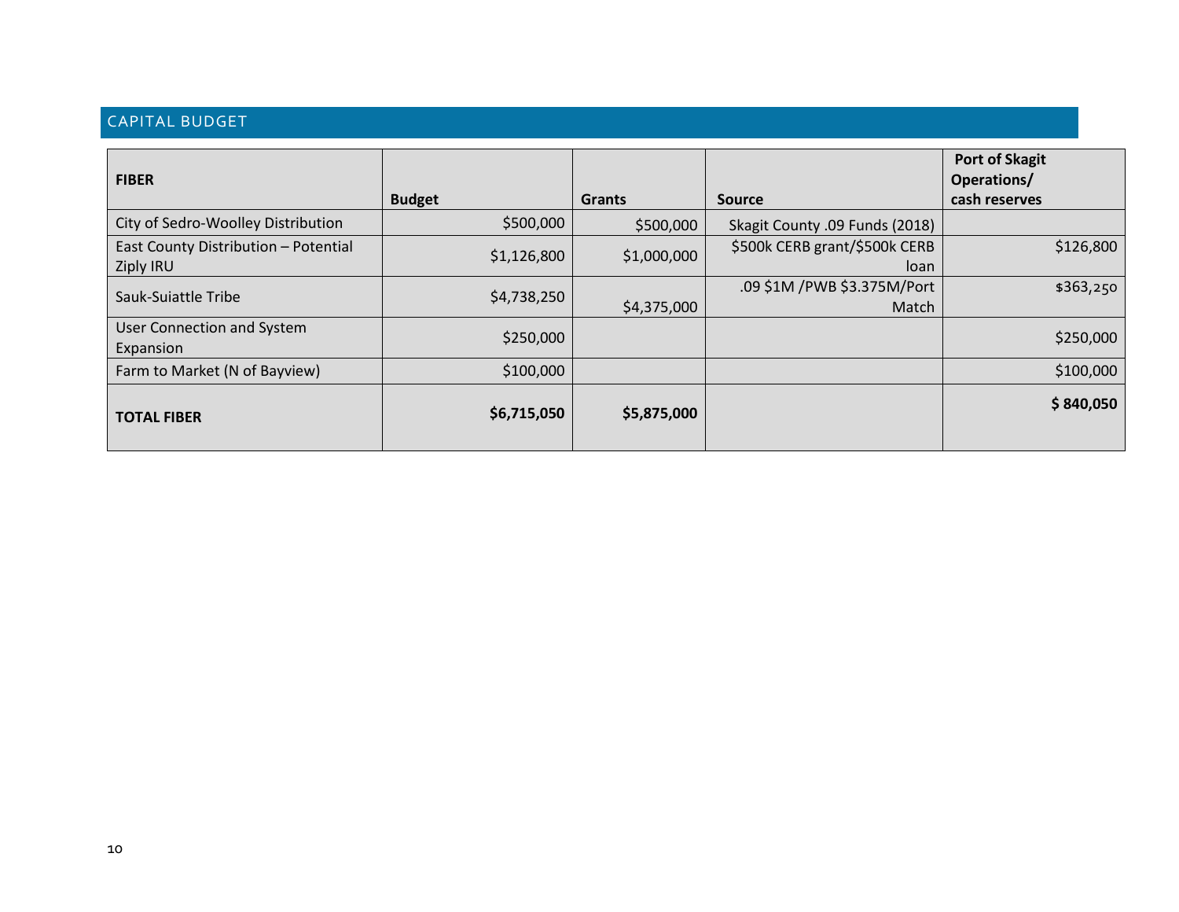## CAPITAL BUDGET

| FIBER | Budget | Grants | Source | Port of Skagit Operations/ cash reserves |
|---|---|---|---|---|
| City of Sedro-Woolley Distribution | $500,000 | $500,000 | Skagit County .09 Funds (2018) | |
| East County Distribution – Potential Ziply IRU | $1,126,800 | $1,000,000 | $500k CERB grant/$500k CERB loan | $126,800 |
| Sauk-Suiattle Tribe | $4,738,250 | $4,375,000 | .09 $1M /PWB $3.375M/Port Match | $363,250 |
| User Connection and System Expansion | $250,000 | | | $250,000 |
| Farm to Market (N of Bayview) | $100,000 | | | $100,000 |
| **TOTAL FIBER** | **$6,715,050** | **$5,875,000** | | **$ 840,050** |